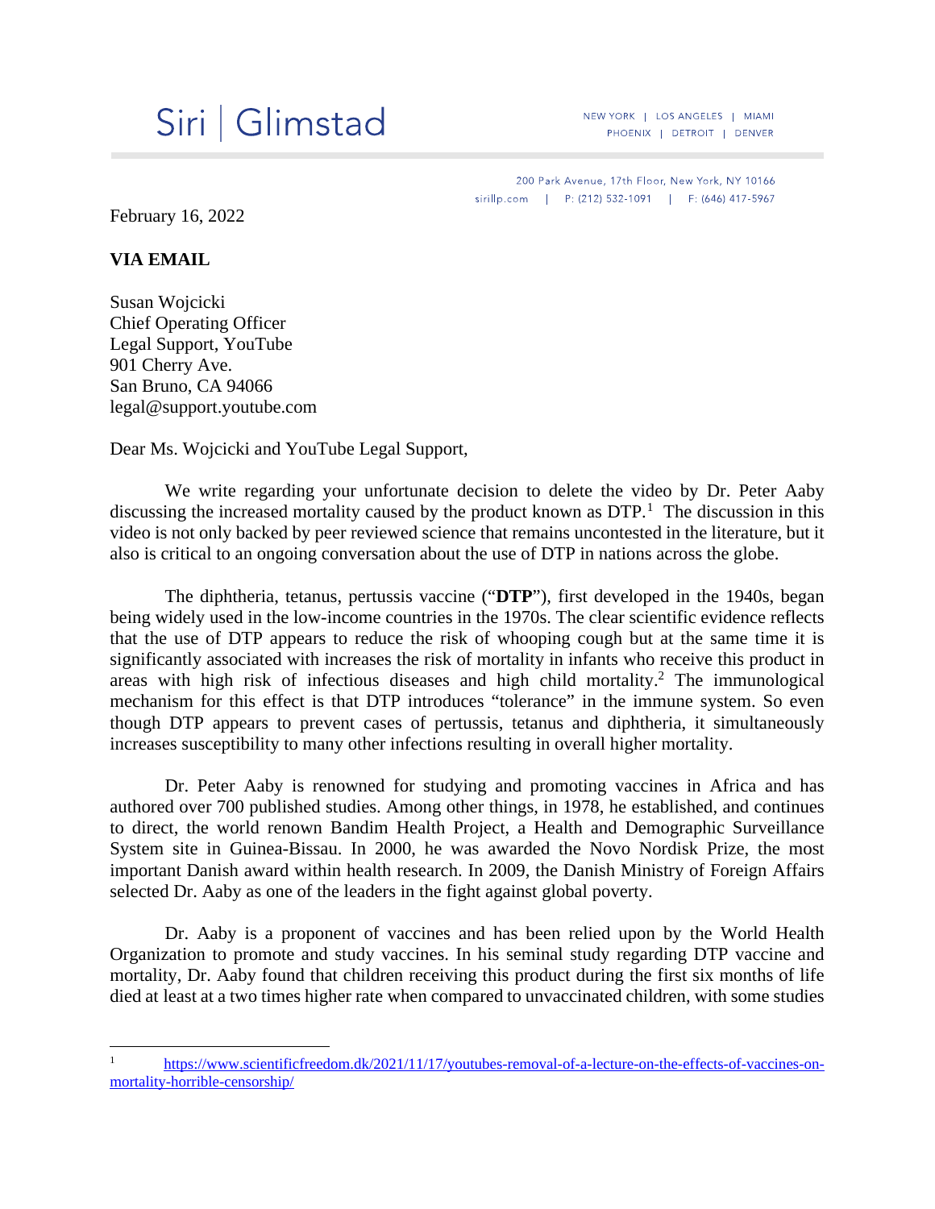Siri | Glimstad

NEW YORK | LOS ANGELES | MIAMI
PHOENIX | DETROIT | DENVER

200 Park Avenue, 17th Floor, New York, NY 10166
sirillp.com | P: (212) 532-1091 | F: (646) 417-5967

February 16, 2022

**VIA EMAIL**

Susan Wojcicki
Chief Operating Officer
Legal Support, YouTube
901 Cherry Ave.
San Bruno, CA 94066
legal@support.youtube.com

Dear Ms. Wojcicki and YouTube Legal Support,

We write regarding your unfortunate decision to delete the video by Dr. Peter Aaby discussing the increased mortality caused by the product known as DTP.[1] The discussion in this video is not only backed by peer reviewed science that remains uncontested in the literature, but it also is critical to an ongoing conversation about the use of DTP in nations across the globe.

The diphtheria, tetanus, pertussis vaccine ("**DTP**"), first developed in the 1940s, began being widely used in the low-income countries in the 1970s. The clear scientific evidence reflects that the use of DTP appears to reduce the risk of whooping cough but at the same time it is significantly associated with increases the risk of mortality in infants who receive this product in areas with high risk of infectious diseases and high child mortality.[2] The immunological mechanism for this effect is that DTP introduces "tolerance" in the immune system. So even though DTP appears to prevent cases of pertussis, tetanus and diphtheria, it simultaneously increases susceptibility to many other infections resulting in overall higher mortality.

Dr. Peter Aaby is renowned for studying and promoting vaccines in Africa and has authored over 700 published studies. Among other things, in 1978, he established, and continues to direct, the world renown Bandim Health Project, a Health and Demographic Surveillance System site in Guinea-Bissau. In 2000, he was awarded the Novo Nordisk Prize, the most important Danish award within health research. In 2009, the Danish Ministry of Foreign Affairs selected Dr. Aaby as one of the leaders in the fight against global poverty.

Dr. Aaby is a proponent of vaccines and has been relied upon by the World Health Organization to promote and study vaccines. In his seminal study regarding DTP vaccine and mortality, Dr. Aaby found that children receiving this product during the first six months of life died at least at a two times higher rate when compared to unvaccinated children, with some studies

---

[1] https://www.scientificfreedom.dk/2021/11/17/youtubes-removal-of-a-lecture-on-the-effects-of-vaccines-on-mortality-horrible-censorship/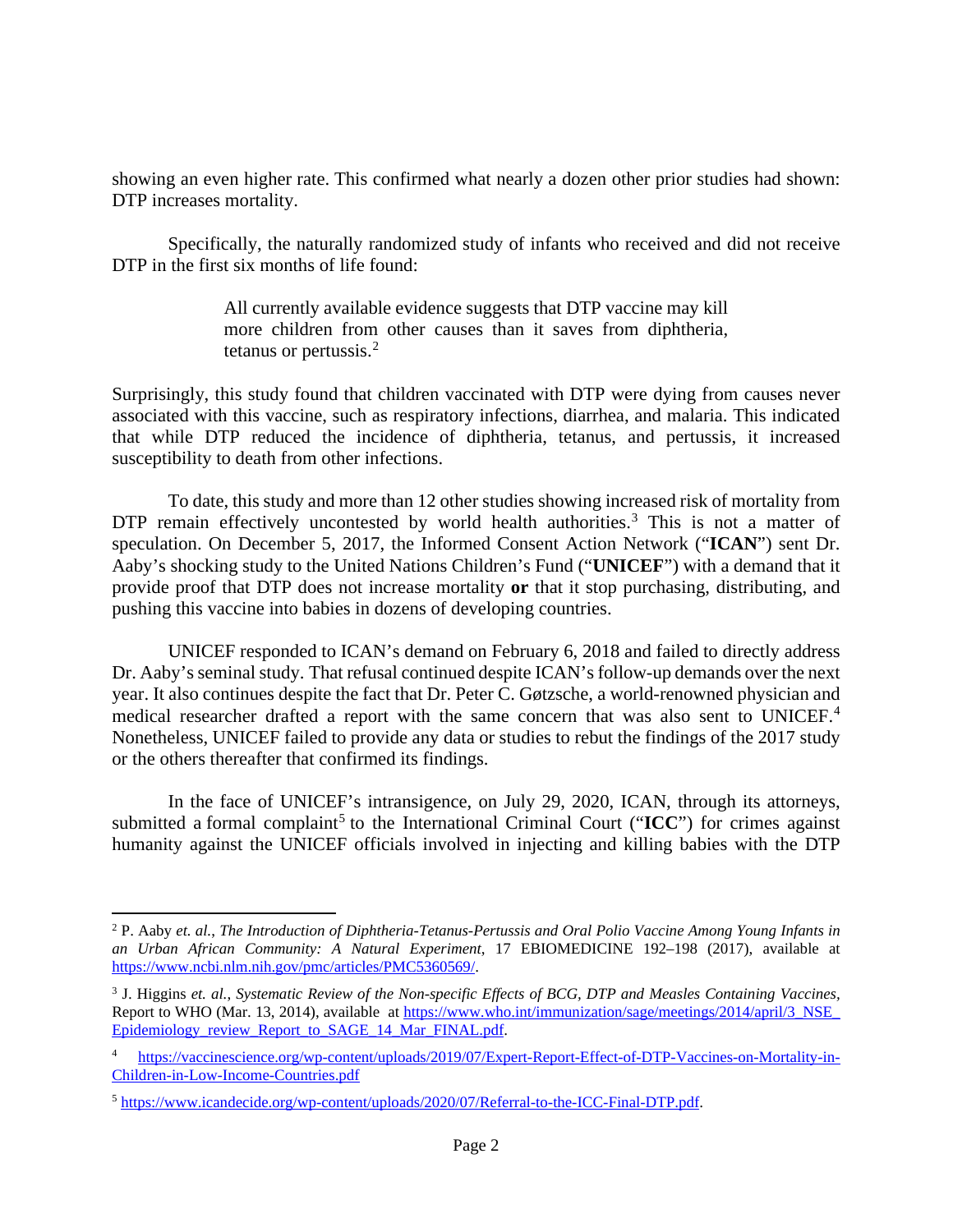showing an even higher rate. This confirmed what nearly a dozen other prior studies had shown: DTP increases mortality.

Specifically, the naturally randomized study of infants who received and did not receive DTP in the first six months of life found:

> All currently available evidence suggests that DTP vaccine may kill more children from other causes than it saves from diphtheria, tetanus or pertussis.[2]

Surprisingly, this study found that children vaccinated with DTP were dying from causes never associated with this vaccine, such as respiratory infections, diarrhea, and malaria. This indicated that while DTP reduced the incidence of diphtheria, tetanus, and pertussis, it increased susceptibility to death from other infections.

To date, this study and more than 12 other studies showing increased risk of mortality from DTP remain effectively uncontested by world health authorities.[3] This is not a matter of speculation. On December 5, 2017, the Informed Consent Action Network ("**ICAN**") sent Dr. Aaby's shocking study to the United Nations Children's Fund ("**UNICEF**") with a demand that it provide proof that DTP does not increase mortality **or** that it stop purchasing, distributing, and pushing this vaccine into babies in dozens of developing countries.

UNICEF responded to ICAN's demand on February 6, 2018 and failed to directly address Dr. Aaby's seminal study. That refusal continued despite ICAN's follow-up demands over the next year. It also continues despite the fact that Dr. Peter C. Gøtzsche, a world-renowned physician and medical researcher drafted a report with the same concern that was also sent to UNICEF.[4] Nonetheless, UNICEF failed to provide any data or studies to rebut the findings of the 2017 study or the others thereafter that confirmed its findings.

In the face of UNICEF's intransigence, on July 29, 2020, ICAN, through its attorneys, submitted a formal complaint[5] to the International Criminal Court ("**ICC**") for crimes against humanity against the UNICEF officials involved in injecting and killing babies with the DTP

---

[2] P. Aaby *et. al.*, *The Introduction of Diphtheria-Tetanus-Pertussis and Oral Polio Vaccine Among Young Infants in an Urban African Community: A Natural Experiment*, 17 EBIOMEDICINE 192–198 (2017), available at https://www.ncbi.nlm.nih.gov/pmc/articles/PMC5360569/.

[3] J. Higgins *et. al.*, *Systematic Review of the Non-specific Effects of BCG, DTP and Measles Containing Vaccines*, Report to WHO (Mar. 13, 2014), available at https://www.who.int/immunization/sage/meetings/2014/april/3_NSE_Epidemiology_review_Report_to_SAGE_14_Mar_FINAL.pdf.

[4] https://vaccinescience.org/wp-content/uploads/2019/07/Expert-Report-Effect-of-DTP-Vaccines-on-Mortality-in-Children-in-Low-Income-Countries.pdf

[5] https://www.icandecide.org/wp-content/uploads/2020/07/Referral-to-the-ICC-Final-DTP.pdf.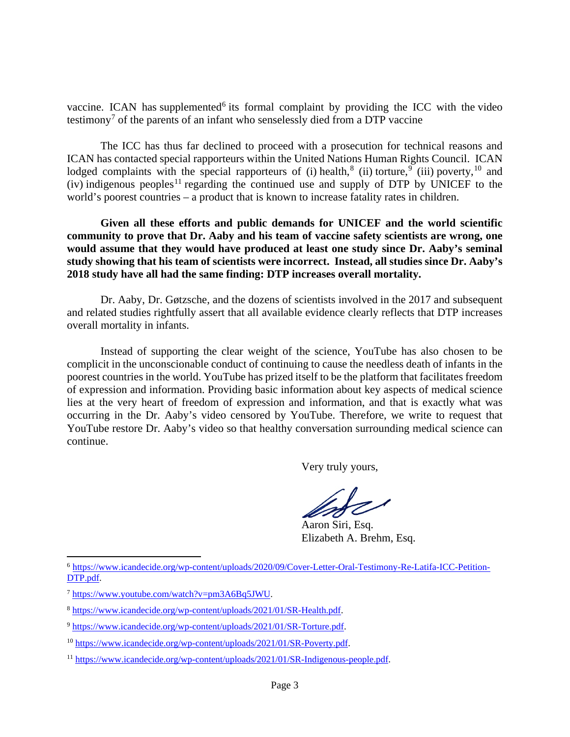vaccine. ICAN has supplemented[6] its formal complaint by providing the ICC with the video testimony[7] of the parents of an infant who senselessly died from a DTP vaccine

The ICC has thus far declined to proceed with a prosecution for technical reasons and ICAN has contacted special rapporteurs within the United Nations Human Rights Council. ICAN lodged complaints with the special rapporteurs of (i) health,[8] (ii) torture,[9] (iii) poverty,[10] and (iv) indigenous peoples[11] regarding the continued use and supply of DTP by UNICEF to the world's poorest countries – a product that is known to increase fatality rates in children.

**Given all these efforts and public demands for UNICEF and the world scientific community to prove that Dr. Aaby and his team of vaccine safety scientists are wrong, one would assume that they would have produced at least one study since Dr. Aaby's seminal study showing that his team of scientists were incorrect. Instead, all studies since Dr. Aaby's 2018 study have all had the same finding: DTP increases overall mortality.**

Dr. Aaby, Dr. Gøtzsche, and the dozens of scientists involved in the 2017 and subsequent and related studies rightfully assert that all available evidence clearly reflects that DTP increases overall mortality in infants.

Instead of supporting the clear weight of the science, YouTube has also chosen to be complicit in the unconscionable conduct of continuing to cause the needless death of infants in the poorest countries in the world. YouTube has prized itself to be the platform that facilitates freedom of expression and information. Providing basic information about key aspects of medical science lies at the very heart of freedom of expression and information, and that is exactly what was occurring in the Dr. Aaby's video censored by YouTube. Therefore, we write to request that YouTube restore Dr. Aaby's video so that healthy conversation surrounding medical science can continue.

Very truly yours,

Aaron Siri, Esq.
Elizabeth A. Brehm, Esq.

---

[6] https://www.icandecide.org/wp-content/uploads/2020/09/Cover-Letter-Oral-Testimony-Re-Latifa-ICC-Petition-DTP.pdf.

[7] https://www.youtube.com/watch?v=pm3A6Bq5JWU.

[8] https://www.icandecide.org/wp-content/uploads/2021/01/SR-Health.pdf.

[9] https://www.icandecide.org/wp-content/uploads/2021/01/SR-Torture.pdf.

[10] https://www.icandecide.org/wp-content/uploads/2021/01/SR-Poverty.pdf.

[11] https://www.icandecide.org/wp-content/uploads/2021/01/SR-Indigenous-people.pdf.